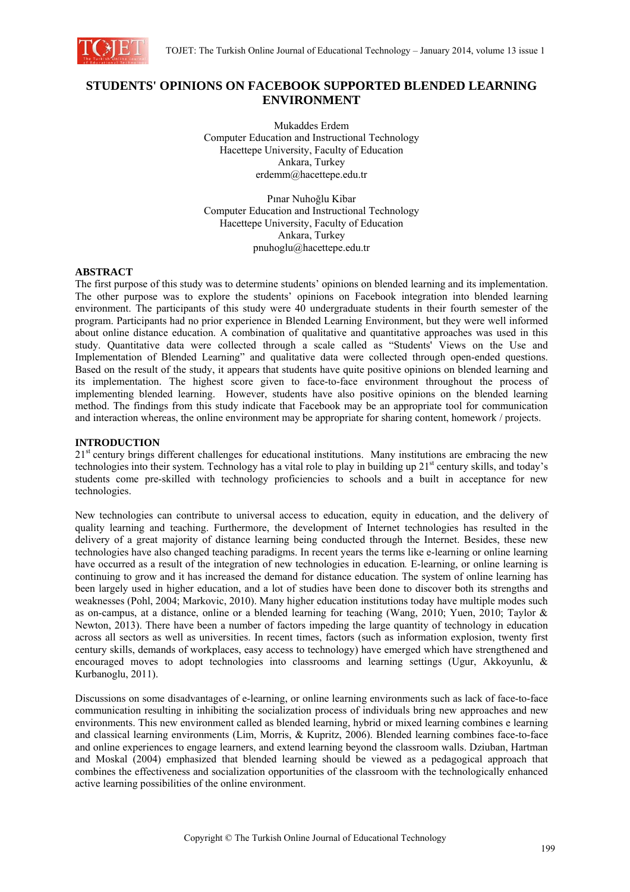# STUDENTS' OPINIONS ON FACEBOOK SUPPORTED BLENDED LEARNING ENVIRONMENT

Mukaddes Erdem
Computer Education and Instructional Technology
Hacettepe University, Faculty of Education
Ankara, Turkey
erdemm@hacettepe.edu.tr

Pınar Nuhoğlu Kibar
Computer Education and Instructional Technology
Hacettepe University, Faculty of Education
Ankara, Turkey
pnuhoglu@hacettepe.edu.tr

## ABSTRACT

The first purpose of this study was to determine students' opinions on blended learning and its implementation. The other purpose was to explore the students' opinions on Facebook integration into blended learning environment. The participants of this study were 40 undergraduate students in their fourth semester of the program. Participants had no prior experience in Blended Learning Environment, but they were well informed about online distance education. A combination of qualitative and quantitative approaches was used in this study. Quantitative data were collected through a scale called as "Students' Views on the Use and Implementation of Blended Learning" and qualitative data were collected through open-ended questions. Based on the result of the study, it appears that students have quite positive opinions on blended learning and its implementation. The highest score given to face-to-face environment throughout the process of implementing blended learning. However, students have also positive opinions on the blended learning method. The findings from this study indicate that Facebook may be an appropriate tool for communication and interaction whereas, the online environment may be appropriate for sharing content, homework / projects.

## INTRODUCTION

21st century brings different challenges for educational institutions. Many institutions are embracing the new technologies into their system. Technology has a vital role to play in building up 21st century skills, and today's students come pre-skilled with technology proficiencies to schools and a built in acceptance for new technologies.

New technologies can contribute to universal access to education, equity in education, and the delivery of quality learning and teaching. Furthermore, the development of Internet technologies has resulted in the delivery of a great majority of distance learning being conducted through the Internet. Besides, these new technologies have also changed teaching paradigms. In recent years the terms like e-learning or online learning have occurred as a result of the integration of new technologies in education. E-learning, or online learning is continuing to grow and it has increased the demand for distance education. The system of online learning has been largely used in higher education, and a lot of studies have been done to discover both its strengths and weaknesses (Pohl, 2004; Markovic, 2010). Many higher education institutions today have multiple modes such as on-campus, at a distance, online or a blended learning for teaching (Wang, 2010; Yuen, 2010; Taylor & Newton, 2013). There have been a number of factors impeding the large quantity of technology in education across all sectors as well as universities. In recent times, factors (such as information explosion, twenty first century skills, demands of workplaces, easy access to technology) have emerged which have strengthened and encouraged moves to adopt technologies into classrooms and learning settings (Ugur, Akkoyunlu, & Kurbanoglu, 2011).

Discussions on some disadvantages of e-learning, or online learning environments such as lack of face-to-face communication resulting in inhibiting the socialization process of individuals bring new approaches and new environments. This new environment called as blended learning, hybrid or mixed learning combines e learning and classical learning environments (Lim, Morris, & Kupritz, 2006). Blended learning combines face-to-face and online experiences to engage learners, and extend learning beyond the classroom walls. Dziuban, Hartman and Moskal (2004) emphasized that blended learning should be viewed as a pedagogical approach that combines the effectiveness and socialization opportunities of the classroom with the technologically enhanced active learning possibilities of the online environment.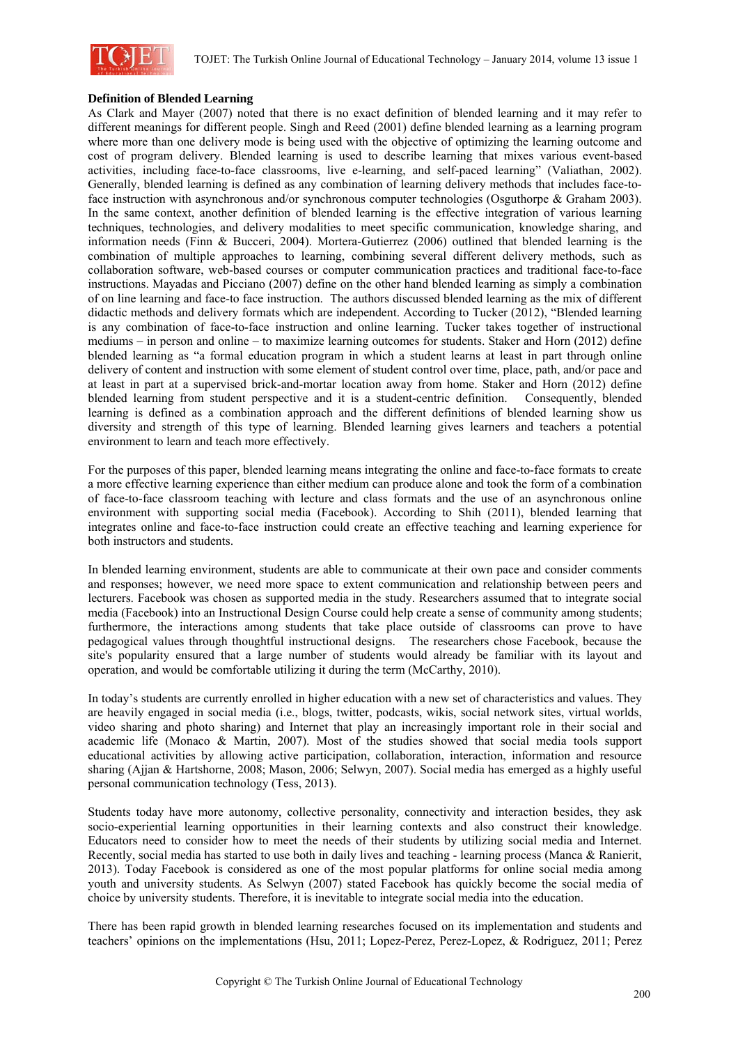**Definition of Blended Learning**

As Clark and Mayer (2007) noted that there is no exact definition of blended learning and it may refer to different meanings for different people. Singh and Reed (2001) define blended learning as a learning program where more than one delivery mode is being used with the objective of optimizing the learning outcome and cost of program delivery. Blended learning is used to describe learning that mixes various event-based activities, including face-to-face classrooms, live e-learning, and self-paced learning" (Valiathan, 2002). Generally, blended learning is defined as any combination of learning delivery methods that includes face-to-face instruction with asynchronous and/or synchronous computer technologies (Osguthorpe & Graham 2003). In the same context, another definition of blended learning is the effective integration of various learning techniques, technologies, and delivery modalities to meet specific communication, knowledge sharing, and information needs (Finn & Bucceri, 2004). Mortera-Gutierrez (2006) outlined that blended learning is the combination of multiple approaches to learning, combining several different delivery methods, such as collaboration software, web-based courses or computer communication practices and traditional face-to-face instructions. Mayadas and Picciano (2007) define on the other hand blended learning as simply a combination of on line learning and face-to face instruction. The authors discussed blended learning as the mix of different didactic methods and delivery formats which are independent. According to Tucker (2012), "Blended learning is any combination of face-to-face instruction and online learning. Tucker takes together of instructional mediums – in person and online – to maximize learning outcomes for students. Staker and Horn (2012) define blended learning as "a formal education program in which a student learns at least in part through online delivery of content and instruction with some element of student control over time, place, path, and/or pace and at least in part at a supervised brick-and-mortar location away from home. Staker and Horn (2012) define blended learning from student perspective and it is a student-centric definition. Consequently, blended learning is defined as a combination approach and the different definitions of blended learning show us diversity and strength of this type of learning. Blended learning gives learners and teachers a potential environment to learn and teach more effectively.

For the purposes of this paper, blended learning means integrating the online and face-to-face formats to create a more effective learning experience than either medium can produce alone and took the form of a combination of face-to-face classroom teaching with lecture and class formats and the use of an asynchronous online environment with supporting social media (Facebook). According to Shih (2011), blended learning that integrates online and face-to-face instruction could create an effective teaching and learning experience for both instructors and students.

In blended learning environment, students are able to communicate at their own pace and consider comments and responses; however, we need more space to extent communication and relationship between peers and lecturers. Facebook was chosen as supported media in the study. Researchers assumed that to integrate social media (Facebook) into an Instructional Design Course could help create a sense of community among students; furthermore, the interactions among students that take place outside of classrooms can prove to have pedagogical values through thoughtful instructional designs. The researchers chose Facebook, because the site's popularity ensured that a large number of students would already be familiar with its layout and operation, and would be comfortable utilizing it during the term (McCarthy, 2010).

In today's students are currently enrolled in higher education with a new set of characteristics and values. They are heavily engaged in social media (i.e., blogs, twitter, podcasts, wikis, social network sites, virtual worlds, video sharing and photo sharing) and Internet that play an increasingly important role in their social and academic life (Monaco & Martin, 2007). Most of the studies showed that social media tools support educational activities by allowing active participation, collaboration, interaction, information and resource sharing (Ajjan & Hartshorne, 2008; Mason, 2006; Selwyn, 2007). Social media has emerged as a highly useful personal communication technology (Tess, 2013).

Students today have more autonomy, collective personality, connectivity and interaction besides, they ask socio-experiential learning opportunities in their learning contexts and also construct their knowledge. Educators need to consider how to meet the needs of their students by utilizing social media and Internet. Recently, social media has started to use both in daily lives and teaching - learning process (Manca & Ranierit, 2013). Today Facebook is considered as one of the most popular platforms for online social media among youth and university students. As Selwyn (2007) stated Facebook has quickly become the social media of choice by university students. Therefore, it is inevitable to integrate social media into the education.

There has been rapid growth in blended learning researches focused on its implementation and students and teachers' opinions on the implementations (Hsu, 2011; Lopez-Perez, Perez-Lopez, & Rodriguez, 2011; Perez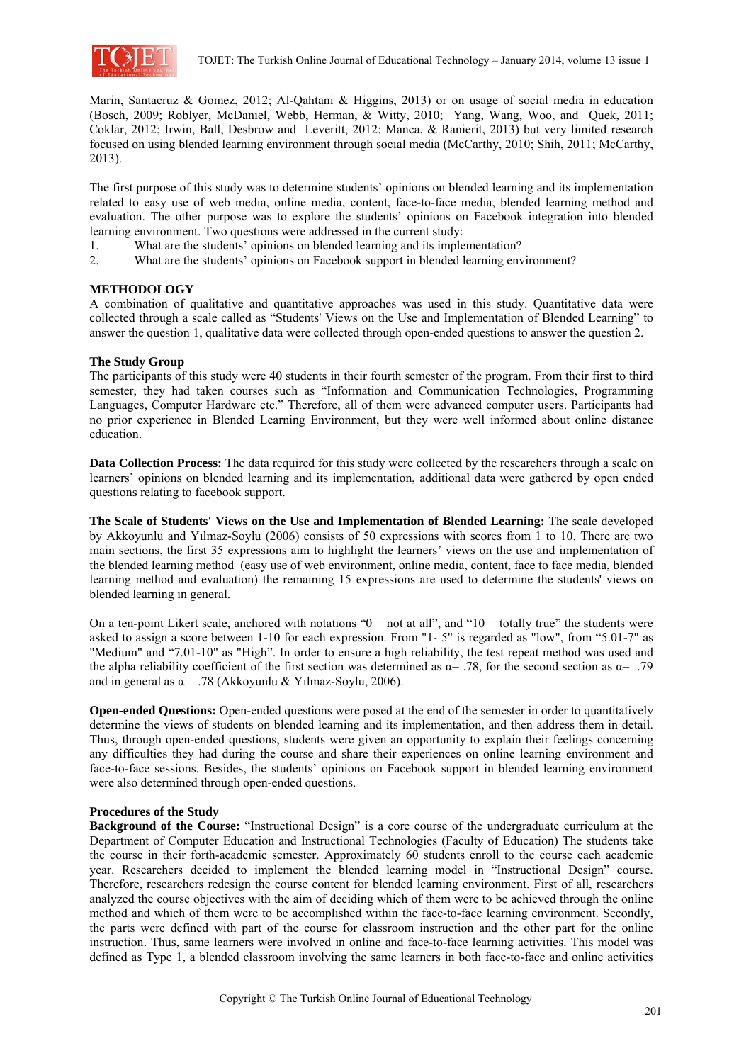Marin, Santacruz & Gomez, 2012; Al-Qahtani & Higgins, 2013) or on usage of social media in education (Bosch, 2009; Roblyer, McDaniel, Webb, Herman, & Witty, 2010; Yang, Wang, Woo, and Quek, 2011; Coklar, 2012; Irwin, Ball, Desbrow and Leveritt, 2012; Manca, & Ranierit, 2013) but very limited research focused on using blended learning environment through social media (McCarthy, 2010; Shih, 2011; McCarthy, 2013).

The first purpose of this study was to determine students' opinions on blended learning and its implementation related to easy use of web media, online media, content, face-to-face media, blended learning method and evaluation. The other purpose was to explore the students' opinions on Facebook integration into blended learning environment. Two questions were addressed in the current study:

1. What are the students' opinions on blended learning and its implementation?
2. What are the students' opinions on Facebook support in blended learning environment?

## METHODOLOGY

A combination of qualitative and quantitative approaches was used in this study. Quantitative data were collected through a scale called as "Students' Views on the Use and Implementation of Blended Learning" to answer the question 1, qualitative data were collected through open-ended questions to answer the question 2.

### The Study Group

The participants of this study were 40 students in their fourth semester of the program. From their first to third semester, they had taken courses such as "Information and Communication Technologies, Programming Languages, Computer Hardware etc." Therefore, all of them were advanced computer users. Participants had no prior experience in Blended Learning Environment, but they were well informed about online distance education.

**Data Collection Process:** The data required for this study were collected by the researchers through a scale on learners' opinions on blended learning and its implementation, additional data were gathered by open ended questions relating to facebook support.

**The Scale of Students' Views on the Use and Implementation of Blended Learning:** The scale developed by Akkoyunlu and Yılmaz-Soylu (2006) consists of 50 expressions with scores from 1 to 10. There are two main sections, the first 35 expressions aim to highlight the learners' views on the use and implementation of the blended learning method (easy use of web environment, online media, content, face to face media, blended learning method and evaluation) the remaining 15 expressions are used to determine the students' views on blended learning in general.

On a ten-point Likert scale, anchored with notations "0 = not at all", and "10 = totally true" the students were asked to assign a score between 1-10 for each expression. From "1- 5" is regarded as "low", from "5.01-7" as "Medium" and "7.01-10" as "High". In order to ensure a high reliability, the test repeat method was used and the alpha reliability coefficient of the first section was determined as $\alpha = .78$, for the second section as $\alpha = .79$ and in general as $\alpha = .78$ (Akkoyunlu & Yılmaz-Soylu, 2006).

**Open-ended Questions:** Open-ended questions were posed at the end of the semester in order to quantitatively determine the views of students on blended learning and its implementation, and then address them in detail. Thus, through open-ended questions, students were given an opportunity to explain their feelings concerning any difficulties they had during the course and share their experiences on online learning environment and face-to-face sessions. Besides, the students' opinions on Facebook support in blended learning environment were also determined through open-ended questions.

### Procedures of the Study

**Background of the Course:** "Instructional Design" is a core course of the undergraduate curriculum at the Department of Computer Education and Instructional Technologies (Faculty of Education) The students take the course in their forth-academic semester. Approximately 60 students enroll to the course each academic year. Researchers decided to implement the blended learning model in "Instructional Design" course. Therefore, researchers redesign the course content for blended learning environment. First of all, researchers analyzed the course objectives with the aim of deciding which of them were to be achieved through the online method and which of them were to be accomplished within the face-to-face learning environment. Secondly, the parts were defined with part of the course for classroom instruction and the other part for the online instruction. Thus, same learners were involved in online and face-to-face learning activities. This model was defined as Type 1, a blended classroom involving the same learners in both face-to-face and online activities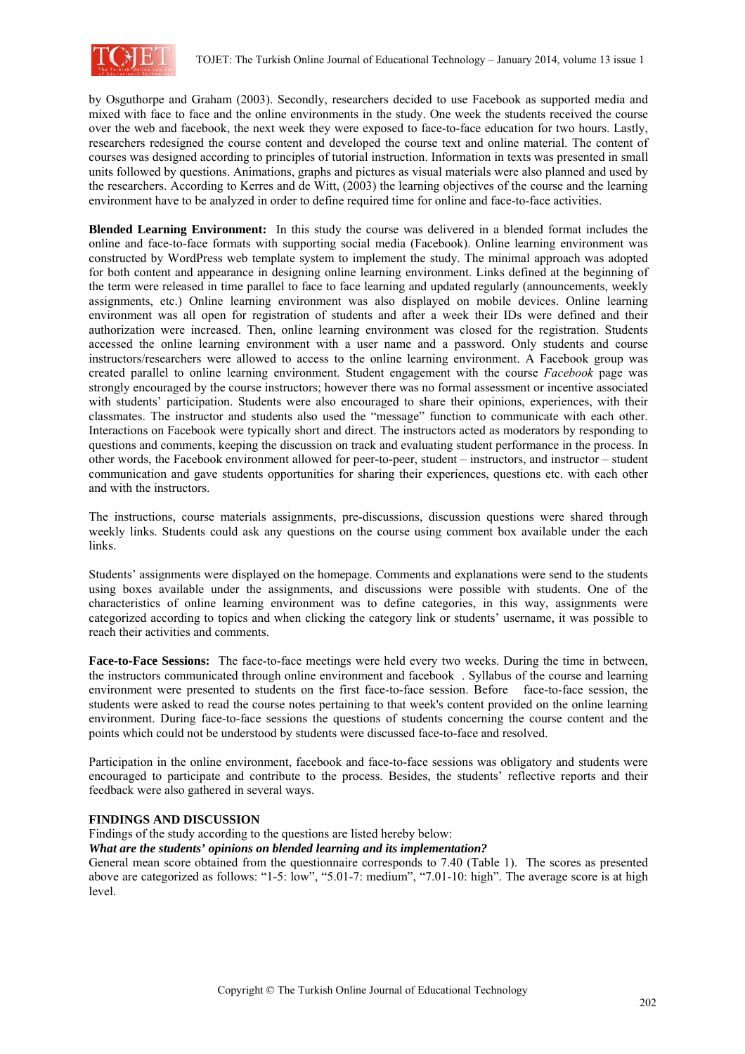by Osguthorpe and Graham (2003). Secondly, researchers decided to use Facebook as supported media and mixed with face to face and the online environments in the study. One week the students received the course over the web and facebook, the next week they were exposed to face-to-face education for two hours. Lastly, researchers redesigned the course content and developed the course text and online material. The content of courses was designed according to principles of tutorial instruction. Information in texts was presented in small units followed by questions. Animations, graphs and pictures as visual materials were also planned and used by the researchers. According to Kerres and de Witt, (2003) the learning objectives of the course and the learning environment have to be analyzed in order to define required time for online and face-to-face activities.

**Blended Learning Environment:** In this study the course was delivered in a blended format includes the online and face-to-face formats with supporting social media (Facebook). Online learning environment was constructed by WordPress web template system to implement the study. The minimal approach was adopted for both content and appearance in designing online learning environment. Links defined at the beginning of the term were released in time parallel to face to face learning and updated regularly (announcements, weekly assignments, etc.) Online learning environment was also displayed on mobile devices. Online learning environment was all open for registration of students and after a week their IDs were defined and their authorization were increased. Then, online learning environment was closed for the registration. Students accessed the online learning environment with a user name and a password. Only students and course instructors/researchers were allowed to access to the online learning environment. A Facebook group was created parallel to online learning environment. Student engagement with the course *Facebook* page was strongly encouraged by the course instructors; however there was no formal assessment or incentive associated with students' participation. Students were also encouraged to share their opinions, experiences, with their classmates. The instructor and students also used the "message" function to communicate with each other. Interactions on Facebook were typically short and direct. The instructors acted as moderators by responding to questions and comments, keeping the discussion on track and evaluating student performance in the process. In other words, the Facebook environment allowed for peer-to-peer, student – instructors, and instructor – student communication and gave students opportunities for sharing their experiences, questions etc. with each other and with the instructors.

The instructions, course materials assignments, pre-discussions, discussion questions were shared through weekly links. Students could ask any questions on the course using comment box available under the each links.

Students' assignments were displayed on the homepage. Comments and explanations were send to the students using boxes available under the assignments, and discussions were possible with students. One of the characteristics of online learning environment was to define categories, in this way, assignments were categorized according to topics and when clicking the category link or students' username, it was possible to reach their activities and comments.

**Face-to-Face Sessions:** The face-to-face meetings were held every two weeks. During the time in between, the instructors communicated through online environment and facebook . Syllabus of the course and learning environment were presented to students on the first face-to-face session. Before face-to-face session, the students were asked to read the course notes pertaining to that week's content provided on the online learning environment. During face-to-face sessions the questions of students concerning the course content and the points which could not be understood by students were discussed face-to-face and resolved.

Participation in the online environment, facebook and face-to-face sessions was obligatory and students were encouraged to participate and contribute to the process. Besides, the students' reflective reports and their feedback were also gathered in several ways.

## FINDINGS AND DISCUSSION

Findings of the study according to the questions are listed hereby below:

***What are the students' opinions on blended learning and its implementation?***

General mean score obtained from the questionnaire corresponds to 7.40 (Table 1). The scores as presented above are categorized as follows: "1-5: low", "5.01-7: medium", "7.01-10: high". The average score is at high level.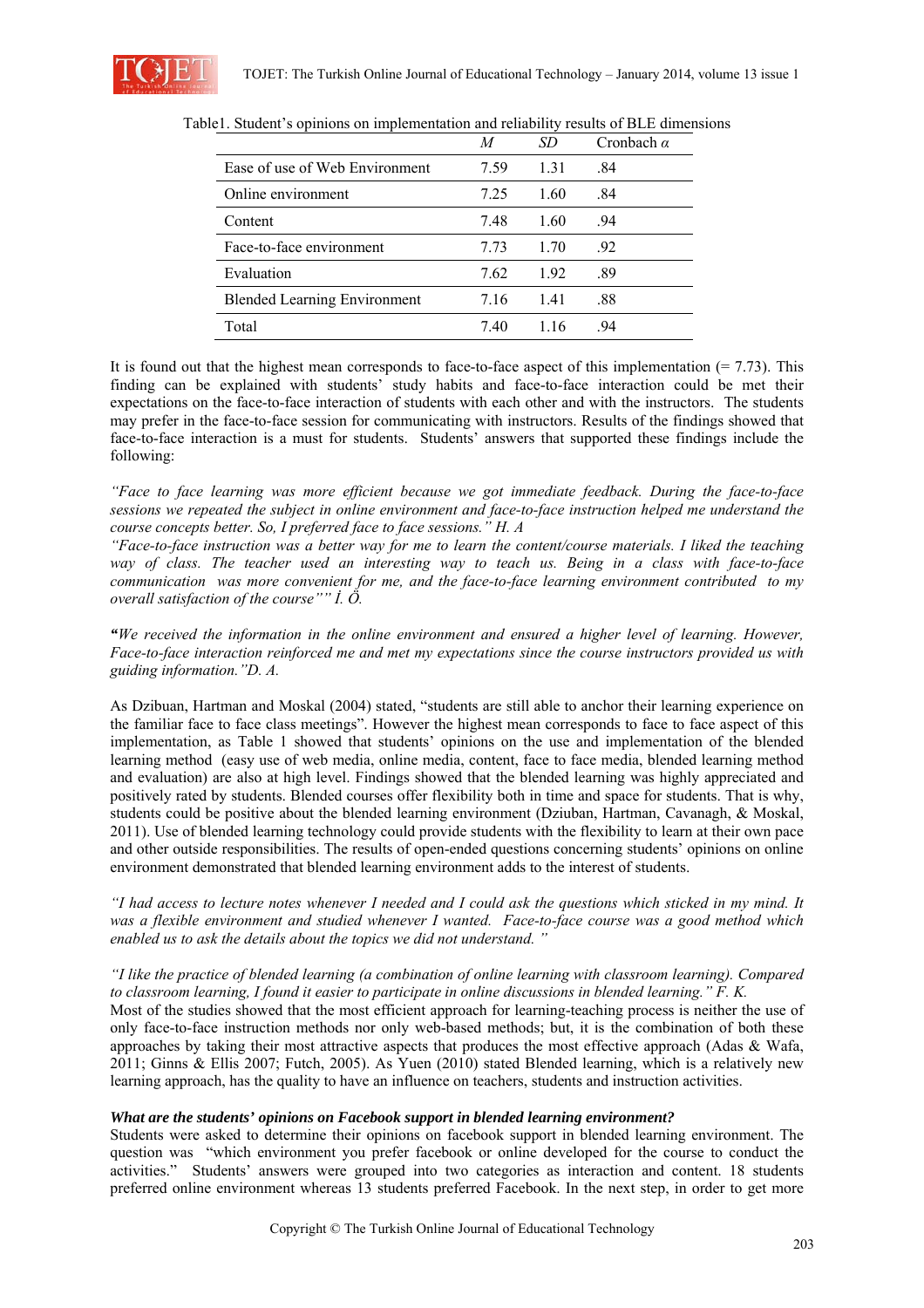Table1. Student's opinions on implementation and reliability results of BLE dimensions

| | *M* | *SD* | Cronbach *α* |
|---|---|---|---|
| Ease of use of Web Environment | 7.59 | 1.31 | .84 |
| Online environment | 7.25 | 1.60 | .84 |
| Content | 7.48 | 1.60 | .94 |
| Face-to-face environment | 7.73 | 1.70 | .92 |
| Evaluation | 7.62 | 1.92 | .89 |
| Blended Learning Environment | 7.16 | 1.41 | .88 |
| Total | 7.40 | 1.16 | .94 |

It is found out that the highest mean corresponds to face-to-face aspect of this implementation (= 7.73). This finding can be explained with students' study habits and face-to-face interaction could be met their expectations on the face-to-face interaction of students with each other and with the instructors. The students may prefer in the face-to-face session for communicating with instructors. Results of the findings showed that face-to-face interaction is a must for students. Students' answers that supported these findings include the following:

*"Face to face learning was more efficient because we got immediate feedback. During the face-to-face sessions we repeated the subject in online environment and face-to-face instruction helped me understand the course concepts better. So, I preferred face to face sessions." H. A*

*"Face-to-face instruction was a better way for me to learn the content/course materials. I liked the teaching way of class. The teacher used an interesting way to teach us. Being in a class with face-to-face communication was more convenient for me, and the face-to-face learning environment contributed to my overall satisfaction of the course"" İ. Ö.*

***"****We received the information in the online environment and ensured a higher level of learning. However, Face-to-face interaction reinforced me and met my expectations since the course instructors provided us with guiding information."D. A.*

As Dziubuan, Hartman and Moskal (2004) stated, "students are still able to anchor their learning experience on the familiar face to face class meetings". However the highest mean corresponds to face to face aspect of this implementation, as Table 1 showed that students' opinions on the use and implementation of the blended learning method (easy use of web media, online media, content, face to face media, blended learning method and evaluation) are also at high level. Findings showed that the blended learning was highly appreciated and positively rated by students. Blended courses offer flexibility both in time and space for students. That is why, students could be positive about the blended learning environment (Dziuban, Hartman, Cavanagh, & Moskal, 2011). Use of blended learning technology could provide students with the flexibility to learn at their own pace and other outside responsibilities. The results of open-ended questions concerning students' opinions on online environment demonstrated that blended learning environment adds to the interest of students.

*"I had access to lecture notes whenever I needed and I could ask the questions which sticked in my mind. It was a flexible environment and studied whenever I wanted. Face-to-face course was a good method which enabled us to ask the details about the topics we did not understand. "*

*"I like the practice of blended learning (a combination of online learning with classroom learning). Compared to classroom learning, I found it easier to participate in online discussions in blended learning." F. K.*

Most of the studies showed that the most efficient approach for learning-teaching process is neither the use of only face-to-face instruction methods nor only web-based methods; but, it is the combination of both these approaches by taking their most attractive aspects that produces the most effective approach (Adas & Wafa, 2011; Ginns & Ellis 2007; Futch, 2005). As Yuen (2010) stated Blended learning, which is a relatively new learning approach, has the quality to have an influence on teachers, students and instruction activities.

***What are the students' opinions on Facebook support in blended learning environment?***

Students were asked to determine their opinions on facebook support in blended learning environment. The question was "which environment you prefer facebook or online developed for the course to conduct the activities." Students' answers were grouped into two categories as interaction and content. 18 students preferred online environment whereas 13 students preferred Facebook. In the next step, in order to get more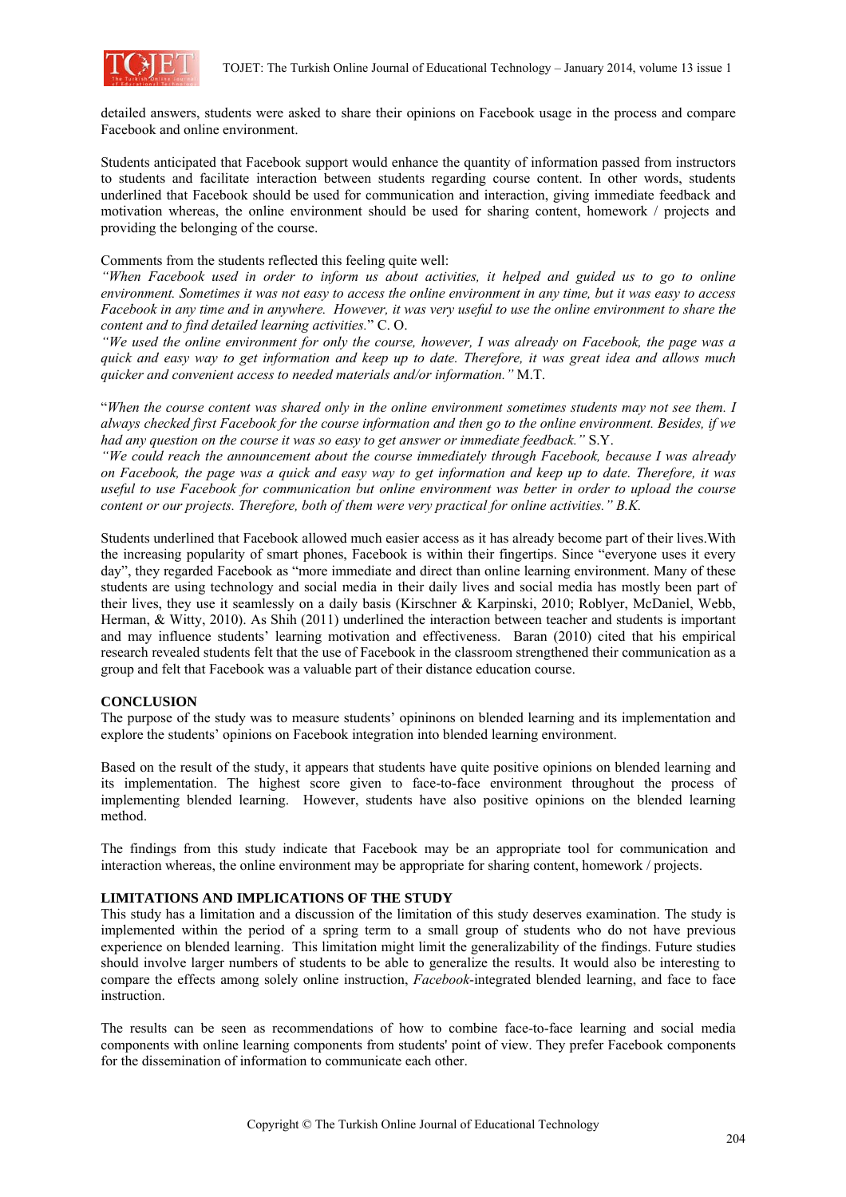detailed answers, students were asked to share their opinions on Facebook usage in the process and compare Facebook and online environment.

Students anticipated that Facebook support would enhance the quantity of information passed from instructors to students and facilitate interaction between students regarding course content. In other words, students underlined that Facebook should be used for communication and interaction, giving immediate feedback and motivation whereas, the online environment should be used for sharing content, homework / projects and providing the belonging of the course.

Comments from the students reflected this feeling quite well:

*"When Facebook used in order to inform us about activities, it helped and guided us to go to online environment. Sometimes it was not easy to access the online environment in any time, but it was easy to access Facebook in any time and in anywhere. However, it was very useful to use the online environment to share the content and to find detailed learning activities.*" C. O.

*"We used the online environment for only the course, however, I was already on Facebook, the page was a quick and easy way to get information and keep up to date. Therefore, it was great idea and allows much quicker and convenient access to needed materials and/or information."* M.T.

"*When the course content was shared only in the online environment sometimes students may not see them. I always checked first Facebook for the course information and then go to the online environment. Besides, if we had any question on the course it was so easy to get answer or immediate feedback."* S.Y.

*"We could reach the announcement about the course immediately through Facebook, because I was already on Facebook, the page was a quick and easy way to get information and keep up to date. Therefore, it was useful to use Facebook for communication but online environment was better in order to upload the course content or our projects. Therefore, both of them were very practical for online activities." B.K.*

Students underlined that Facebook allowed much easier access as it has already become part of their lives.With the increasing popularity of smart phones, Facebook is within their fingertips. Since "everyone uses it every day", they regarded Facebook as "more immediate and direct than online learning environment. Many of these students are using technology and social media in their daily lives and social media has mostly been part of their lives, they use it seamlessly on a daily basis (Kirschner & Karpinski, 2010; Roblyer, McDaniel, Webb, Herman, & Witty, 2010). As Shih (2011) underlined the interaction between teacher and students is important and may influence students' learning motivation and effectiveness. Baran (2010) cited that his empirical research revealed students felt that the use of Facebook in the classroom strengthened their communication as a group and felt that Facebook was a valuable part of their distance education course.

## CONCLUSION

The purpose of the study was to measure students' opininons on blended learning and its implementation and explore the students' opinions on Facebook integration into blended learning environment.

Based on the result of the study, it appears that students have quite positive opinions on blended learning and its implementation. The highest score given to face-to-face environment throughout the process of implementing blended learning. However, students have also positive opinions on the blended learning method.

The findings from this study indicate that Facebook may be an appropriate tool for communication and interaction whereas, the online environment may be appropriate for sharing content, homework / projects.

## LIMITATIONS AND IMPLICATIONS OF THE STUDY

This study has a limitation and a discussion of the limitation of this study deserves examination. The study is implemented within the period of a spring term to a small group of students who do not have previous experience on blended learning. This limitation might limit the generalizability of the findings. Future studies should involve larger numbers of students to be able to generalize the results. It would also be interesting to compare the effects among solely online instruction, *Facebook*-integrated blended learning, and face to face instruction.

The results can be seen as recommendations of how to combine face-to-face learning and social media components with online learning components from students' point of view. They prefer Facebook components for the dissemination of information to communicate each other.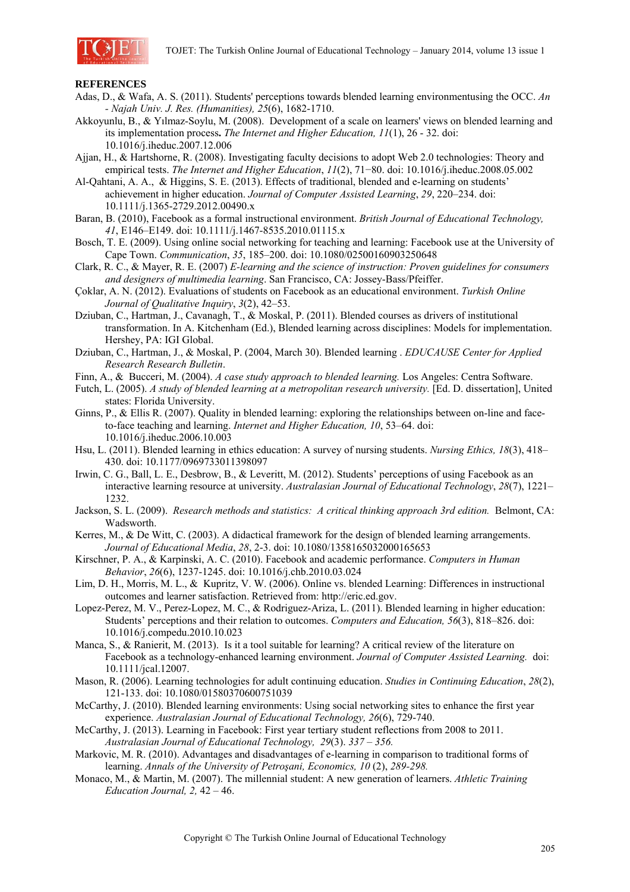**REFERENCES**

Adas, D., & Wafa, A. S. (2011). Students' perceptions towards blended learning environmentusing the OCC. *An - Najah Univ. J. Res. (Humanities), 25*(6), 1682-1710.

Akkoyunlu, B., & Yılmaz-Soylu, M. (2008). Development of a scale on learners' views on blended learning and its implementation process**.** *The Internet and Higher Education, 11*(1), 26 - 32. doi: 10.1016/j.iheduc.2007.12.006

Ajjan, H., & Hartshorne, R. (2008). Investigating faculty decisions to adopt Web 2.0 technologies: Theory and empirical tests. *The Internet and Higher Education*, *11*(2), 71−80. doi: 10.1016/j.iheduc.2008.05.002

Al-Qahtani, A. A., & Higgins, S. E. (2013). Effects of traditional, blended and e-learning on students' achievement in higher education. *Journal of Computer Assisted Learning*, *29*, 220–234. doi: 10.1111/j.1365-2729.2012.00490.x

Baran, B. (2010), Facebook as a formal instructional environment. *British Journal of Educational Technology, 41*, E146–E149. doi: 10.1111/j.1467-8535.2010.01115.x

Bosch, T. E. (2009). Using online social networking for teaching and learning: Facebook use at the University of Cape Town. *Communication*, *35*, 185–200. doi: 10.1080/02500160903250648

Clark, R. C., & Mayer, R. E. (2007) *E-learning and the science of instruction: Proven guidelines for consumers and designers of multimedia learning*. San Francisco, CA: Jossey-Bass/Pfeiffer.

Çoklar, A. N. (2012). Evaluations of students on Facebook as an educational environment. *Turkish Online Journal of Qualitative Inquiry*, *3*(2), 42–53.

Dziuban, C., Hartman, J., Cavanagh, T., & Moskal, P. (2011). Blended courses as drivers of institutional transformation. In A. Kitchenham (Ed.), Blended learning across disciplines: Models for implementation. Hershey, PA: IGI Global.

Dziuban, C., Hartman, J., & Moskal, P. (2004, March 30). Blended learning . *EDUCAUSE Center for Applied Research Research Bulletin*.

Finn, A., & Bucceri, M. (2004). *A case study approach to blended learning.* Los Angeles: Centra Software.

Futch, L. (2005). *A study of blended learning at a metropolitan research university.* [Ed. D. dissertation], United states: Florida University.

Ginns, P., & Ellis R. (2007). Quality in blended learning: exploring the relationships between on-line and face-to-face teaching and learning. *Internet and Higher Education, 10*, 53–64. doi: 10.1016/j.iheduc.2006.10.003

Hsu, L. (2011). Blended learning in ethics education: A survey of nursing students. *Nursing Ethics, 18*(3), 418–430. doi: 10.1177/0969733011398097

Irwin, C. G., Ball, L. E., Desbrow, B., & Leveritt, M. (2012). Students' perceptions of using Facebook as an interactive learning resource at university. *Australasian Journal of Educational Technology*, *28*(7), 1221–1232.

Jackson, S. L. (2009). *Research methods and statistics: A critical thinking approach 3rd edition.* Belmont, CA: Wadsworth.

Kerres, M., & De Witt, C. (2003). A didactical framework for the design of blended learning arrangements. *Journal of Educational Media*, *28*, 2-3. doi: 10.1080/1358165032000165653

Kirschner, P. A., & Karpinski, A. C. (2010). Facebook and academic performance. *Computers in Human Behavior*, *26*(6), 1237-1245. doi: 10.1016/j.chb.2010.03.024

Lim, D. H., Morris, M. L., & Kupritz, V. W. (2006). Online vs. blended Learning: Differences in instructional outcomes and learner satisfaction. Retrieved from: http://eric.ed.gov.

Lopez-Perez, M. V., Perez-Lopez, M. C., & Rodriguez-Ariza, L. (2011). Blended learning in higher education: Students' perceptions and their relation to outcomes. *Computers and Education, 56*(3), 818–826. doi: 10.1016/j.compedu.2010.10.023

Manca, S., & Ranierit, M. (2013). Is it a tool suitable for learning? A critical review of the literature on Facebook as a technology-enhanced learning environment. *Journal of Computer Assisted Learning.* doi: 10.1111/jcal.12007.

Mason, R. (2006). Learning technologies for adult continuing education. *Studies in Continuing Education*, *28*(2), 121-133. doi: 10.1080/01580370600751039

McCarthy, J. (2010). Blended learning environments: Using social networking sites to enhance the first year experience. *Australasian Journal of Educational Technology, 26*(6), 729-740.

McCarthy, J. (2013). Learning in Facebook: First year tertiary student reflections from 2008 to 2011. *Australasian Journal of Educational Technology, 29*(3). *337 – 356.*

Markovic, M. R. (2010). Advantages and disadvantages of e-learning in comparison to traditional forms of learning. *Annals of the University of Petroşani, Economics, 10* (2), *289-298.*

Monaco, M., & Martin, M. (2007). The millennial student: A new generation of learners. *Athletic Training Education Journal, 2,* 42 – 46.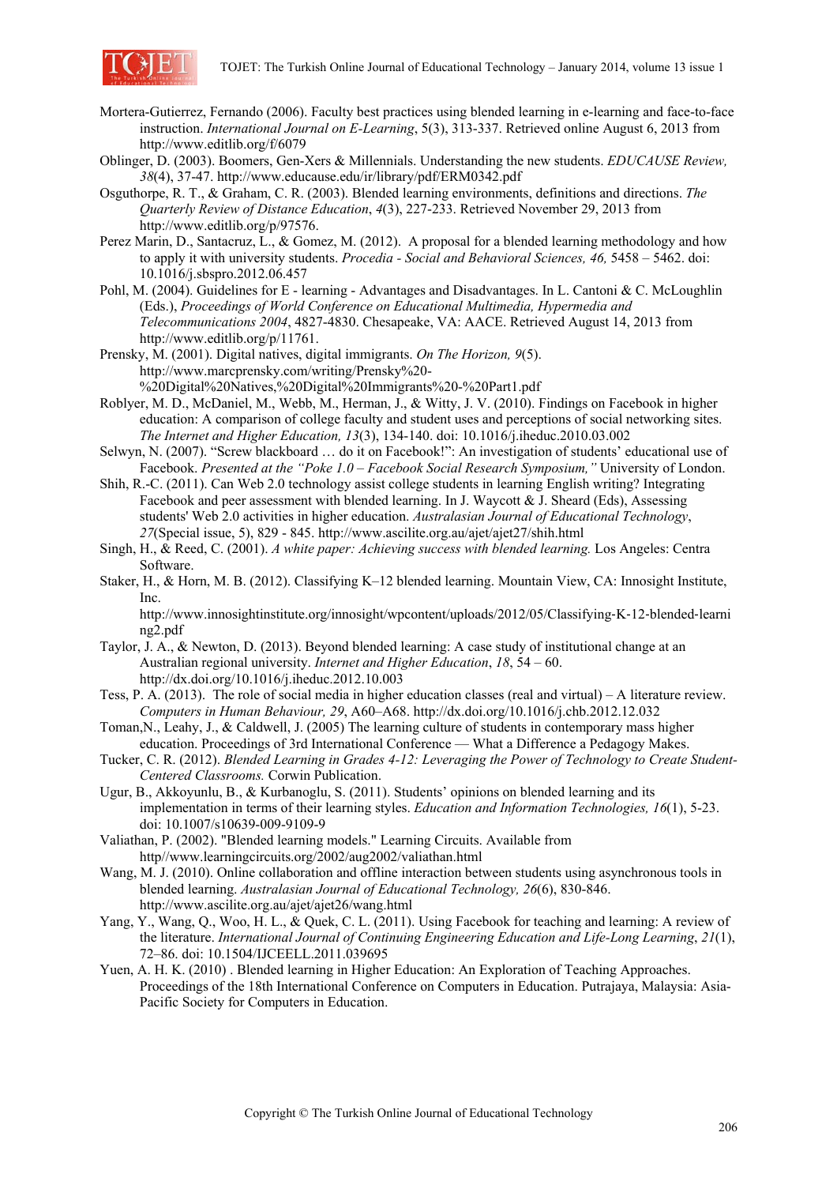Mortera-Gutierrez, Fernando (2006). Faculty best practices using blended learning in e-learning and face-to-face instruction. *International Journal on E-Learning*, 5(3), 313-337. Retrieved online August 6, 2013 from http://www.editlib.org/f/6079

Oblinger, D. (2003). Boomers, Gen-Xers & Millennials. Understanding the new students. *EDUCAUSE Review, 38*(4), 37-47. http://www.educause.edu/ir/library/pdf/ERM0342.pdf

Osguthorpe, R. T., & Graham, C. R. (2003). Blended learning environments, definitions and directions. *The Quarterly Review of Distance Education*, *4*(3), 227-233. Retrieved November 29, 2013 from http://www.editlib.org/p/97576.

Perez Marin, D., Santacruz, L., & Gomez, M. (2012). A proposal for a blended learning methodology and how to apply it with university students. *Procedia - Social and Behavioral Sciences, 46,* 5458 – 5462. doi: 10.1016/j.sbspro.2012.06.457

Pohl, M. (2004). Guidelines for E - learning - Advantages and Disadvantages. In L. Cantoni & C. McLoughlin (Eds.), *Proceedings of World Conference on Educational Multimedia, Hypermedia and Telecommunications 2004*, 4827-4830. Chesapeake, VA: AACE. Retrieved August 14, 2013 from http://www.editlib.org/p/11761.

Prensky, M. (2001). Digital natives, digital immigrants. *On The Horizon, 9*(5). http://www.marcprensky.com/writing/Prensky%20-%20Digital%20Natives,%20Digital%20Immigrants%20-%20Part1.pdf

Roblyer, M. D., McDaniel, M., Webb, M., Herman, J., & Witty, J. V. (2010). Findings on Facebook in higher education: A comparison of college faculty and student uses and perceptions of social networking sites. *The Internet and Higher Education, 13*(3), 134-140. doi: 10.1016/j.iheduc.2010.03.002

Selwyn, N. (2007). "Screw blackboard … do it on Facebook!": An investigation of students' educational use of Facebook. *Presented at the "Poke 1.0 – Facebook Social Research Symposium,"* University of London.

Shih, R.-C. (2011). Can Web 2.0 technology assist college students in learning English writing? Integrating Facebook and peer assessment with blended learning. In J. Waycott & J. Sheard (Eds), Assessing students' Web 2.0 activities in higher education. *Australasian Journal of Educational Technology*, *27*(Special issue, 5), 829 - 845. http://www.ascilite.org.au/ajet/ajet27/shih.html

Singh, H., & Reed, C. (2001). *A white paper: Achieving success with blended learning.* Los Angeles: Centra Software.

Staker, H., & Horn, M. B. (2012). Classifying K–12 blended learning. Mountain View, CA: Innosight Institute, Inc. http://www.innosightinstitute.org/innosight/wpcontent/uploads/2012/05/Classifying-K-12-blended-learning2.pdf

Taylor, J. A., & Newton, D. (2013). Beyond blended learning: A case study of institutional change at an Australian regional university. *Internet and Higher Education*, *18*, 54 – 60. http://dx.doi.org/10.1016/j.iheduc.2012.10.003

Tess, P. A. (2013). The role of social media in higher education classes (real and virtual) – A literature review. *Computers in Human Behaviour, 29*, A60–A68. http://dx.doi.org/10.1016/j.chb.2012.12.032

Toman,N., Leahy, J., & Caldwell, J. (2005) The learning culture of students in contemporary mass higher education. Proceedings of 3rd International Conference — What a Difference a Pedagogy Makes.

Tucker, C. R. (2012). *Blended Learning in Grades 4-12: Leveraging the Power of Technology to Create Student-Centered Classrooms.* Corwin Publication.

Ugur, B., Akkoyunlu, B., & Kurbanoglu, S. (2011). Students' opinions on blended learning and its implementation in terms of their learning styles. *Education and Information Technologies, 16*(1), 5-23. doi: 10.1007/s10639-009-9109-9

Valiathan, P. (2002). "Blended learning models." Learning Circuits. Available from http//www.learningcircuits.org/2002/aug2002/valiathan.html

Wang, M. J. (2010). Online collaboration and offline interaction between students using asynchronous tools in blended learning. *Australasian Journal of Educational Technology, 26*(6), 830-846. http://www.ascilite.org.au/ajet/ajet26/wang.html

Yang, Y., Wang, Q., Woo, H. L., & Quek, C. L. (2011). Using Facebook for teaching and learning: A review of the literature. *International Journal of Continuing Engineering Education and Life-Long Learning*, *21*(1), 72–86. doi: 10.1504/IJCEELL.2011.039695

Yuen, A. H. K. (2010) . Blended learning in Higher Education: An Exploration of Teaching Approaches. Proceedings of the 18th International Conference on Computers in Education. Putrajaya, Malaysia: Asia-Pacific Society for Computers in Education.